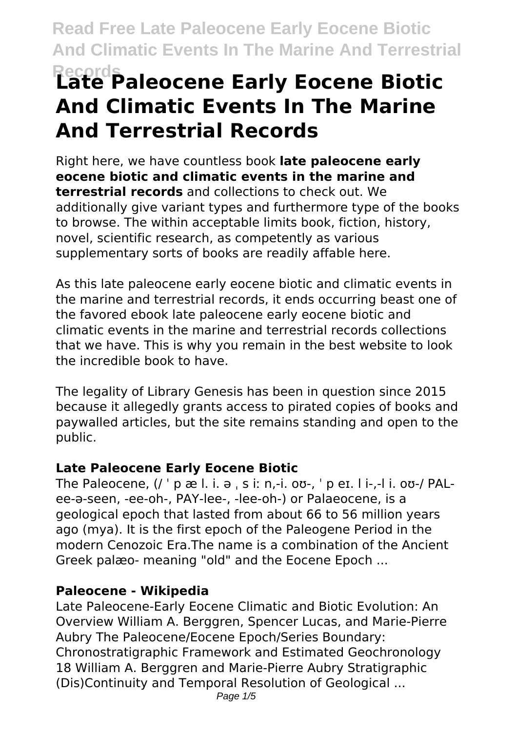# Late Paleocene Early Eocene Biotic And Climatic Events In The Marine And Terrestrial Records

Right here, we have countless book **late paleocene early eocene biotic and climatic events in the marine and terrestrial records** and collections to check out. We additionally give variant types and furthermore type of the books to browse. The within acceptable limits book, fiction, history, novel, scientific research, as competently as various supplementary sorts of books are readily affable here.

As this late paleocene early eocene biotic and climatic events in the marine and terrestrial records, it ends occurring beast one of the favored ebook late paleocene early eocene biotic and climatic events in the marine and terrestrial records collections that we have. This is why you remain in the best website to look the incredible book to have.

The legality of Library Genesis has been in question since 2015 because it allegedly grants access to pirated copies of books and paywalled articles, but the site remains standing and open to the public.

### Late Paleocene Early Eocene Biotic

The Paleocene, (/ ˈ p æ l. i. ə ˌ s iː n,-i. oʊ-, ˈ p eɪ. l i-,-l i. oʊ-/ PAL-ee-ə-seen, -ee-oh-, PAY-lee-, -lee-oh-) or Palaeocene, is a geological epoch that lasted from about 66 to 56 million years ago (mya). It is the first epoch of the Paleogene Period in the modern Cenozoic Era.The name is a combination of the Ancient Greek palæo- meaning "old" and the Eocene Epoch ...

### Paleocene - Wikipedia

Late Paleocene-Early Eocene Climatic and Biotic Evolution: An Overview William A. Berggren, Spencer Lucas, and Marie-Pierre Aubry The Paleocene/Eocene Epoch/Series Boundary: Chronostratigraphic Framework and Estimated Geochronology 18 William A. Berggren and Marie-Pierre Aubry Stratigraphic (Dis)Continuity and Temporal Resolution of Geological ...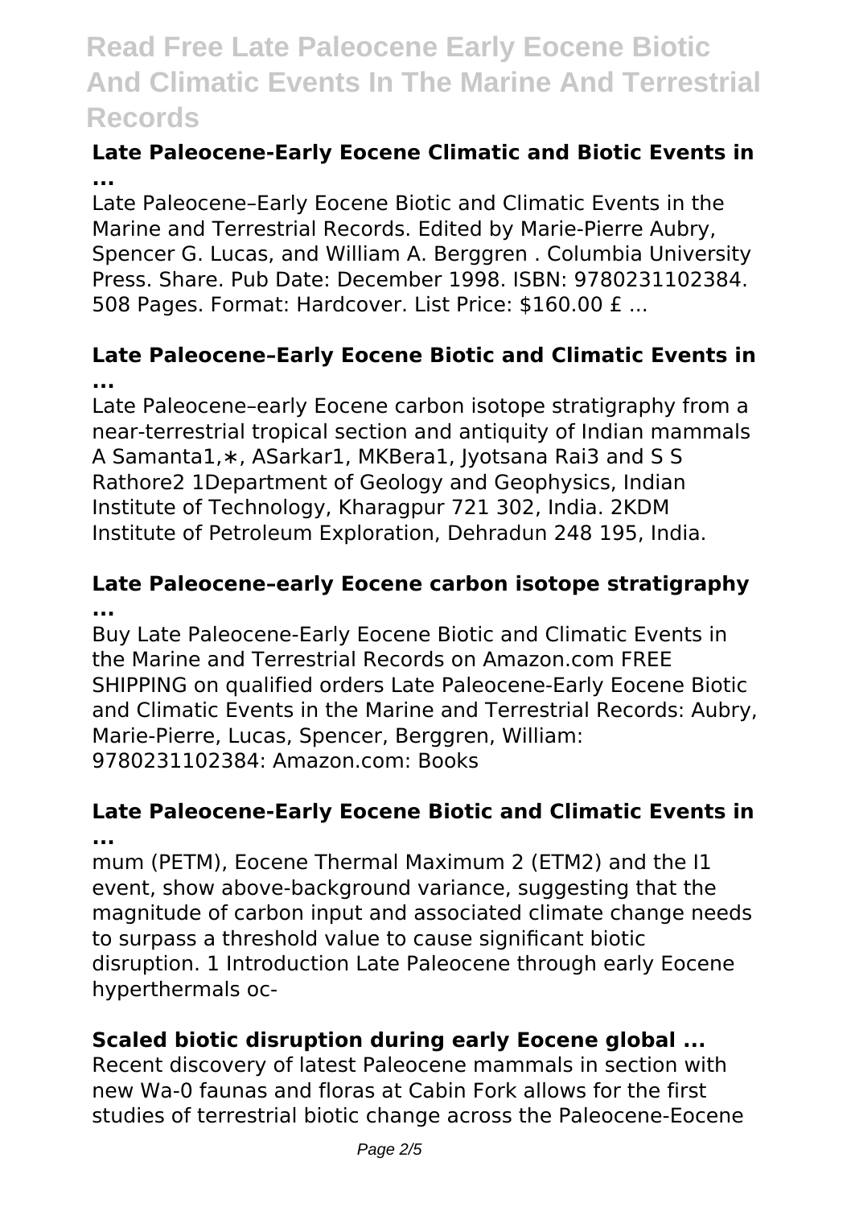### Late Paleocene-Early Eocene Climatic and Biotic Events in ...

Late Paleocene–Early Eocene Biotic and Climatic Events in the Marine and Terrestrial Records. Edited by Marie-Pierre Aubry, Spencer G. Lucas, and William A. Berggren . Columbia University Press. Share. Pub Date: December 1998. ISBN: 9780231102384. 508 Pages. Format: Hardcover. List Price: $160.00 £ ...

### Late Paleocene–Early Eocene Biotic and Climatic Events in ...

Late Paleocene–early Eocene carbon isotope stratigraphy from a near-terrestrial tropical section and antiquity of Indian mammals A Samanta1,∗, ASarkar1, MKBera1, Jyotsana Rai3 and S S Rathore2 1Department of Geology and Geophysics, Indian Institute of Technology, Kharagpur 721 302, India. 2KDM Institute of Petroleum Exploration, Dehradun 248 195, India.

### Late Paleocene–early Eocene carbon isotope stratigraphy ...

Buy Late Paleocene-Early Eocene Biotic and Climatic Events in the Marine and Terrestrial Records on Amazon.com FREE SHIPPING on qualified orders Late Paleocene-Early Eocene Biotic and Climatic Events in the Marine and Terrestrial Records: Aubry, Marie-Pierre, Lucas, Spencer, Berggren, William: 9780231102384: Amazon.com: Books

### Late Paleocene-Early Eocene Biotic and Climatic Events in ...

mum (PETM), Eocene Thermal Maximum 2 (ETM2) and the I1 event, show above-background variance, suggesting that the magnitude of carbon input and associated climate change needs to surpass a threshold value to cause significant biotic disruption. 1 Introduction Late Paleocene through early Eocene hyperthermals oc-

### Scaled biotic disruption during early Eocene global ...

Recent discovery of latest Paleocene mammals in section with new Wa-0 faunas and floras at Cabin Fork allows for the first studies of terrestrial biotic change across the Paleocene-Eocene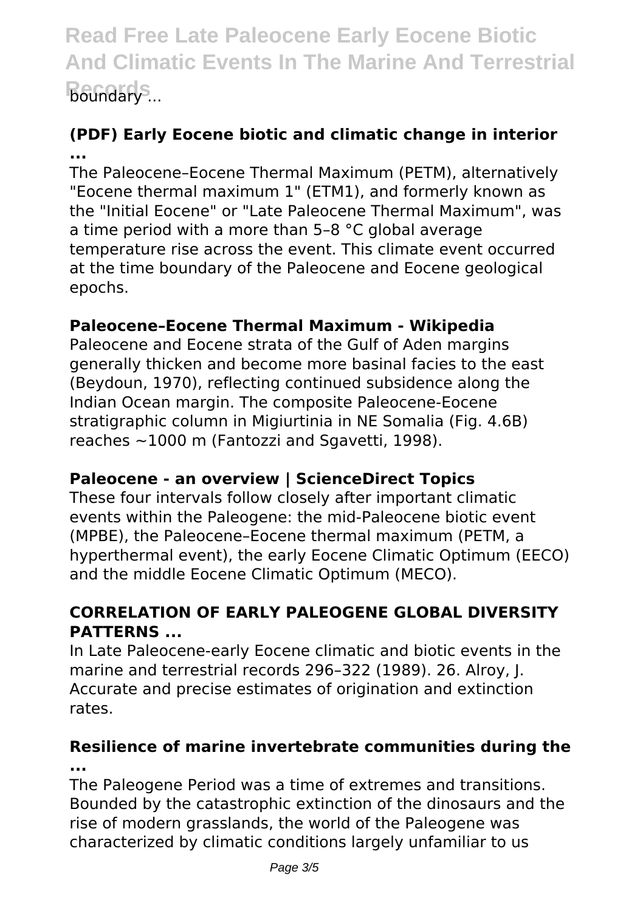boundary ...

### (PDF) Early Eocene biotic and climatic change in interior ...

The Paleocene–Eocene Thermal Maximum (PETM), alternatively "Eocene thermal maximum 1" (ETM1), and formerly known as the "Initial Eocene" or "Late Paleocene Thermal Maximum", was a time period with a more than 5–8 °C global average temperature rise across the event. This climate event occurred at the time boundary of the Paleocene and Eocene geological epochs.

### Paleocene–Eocene Thermal Maximum - Wikipedia

Paleocene and Eocene strata of the Gulf of Aden margins generally thicken and become more basinal facies to the east (Beydoun, 1970), reflecting continued subsidence along the Indian Ocean margin. The composite Paleocene-Eocene stratigraphic column in Migiurtinia in NE Somalia (Fig. 4.6B) reaches ~1000 m (Fantozzi and Sgavetti, 1998).

### Paleocene - an overview | ScienceDirect Topics

These four intervals follow closely after important climatic events within the Paleogene: the mid-Paleocene biotic event (MPBE), the Paleocene–Eocene thermal maximum (PETM, a hyperthermal event), the early Eocene Climatic Optimum (EECO) and the middle Eocene Climatic Optimum (MECO).

### CORRELATION OF EARLY PALEOGENE GLOBAL DIVERSITY PATTERNS ...

In Late Paleocene-early Eocene climatic and biotic events in the marine and terrestrial records 296–322 (1989). 26. Alroy, J. Accurate and precise estimates of origination and extinction rates.

### Resilience of marine invertebrate communities during the ...

The Paleogene Period was a time of extremes and transitions. Bounded by the catastrophic extinction of the dinosaurs and the rise of modern grasslands, the world of the Paleogene was characterized by climatic conditions largely unfamiliar to us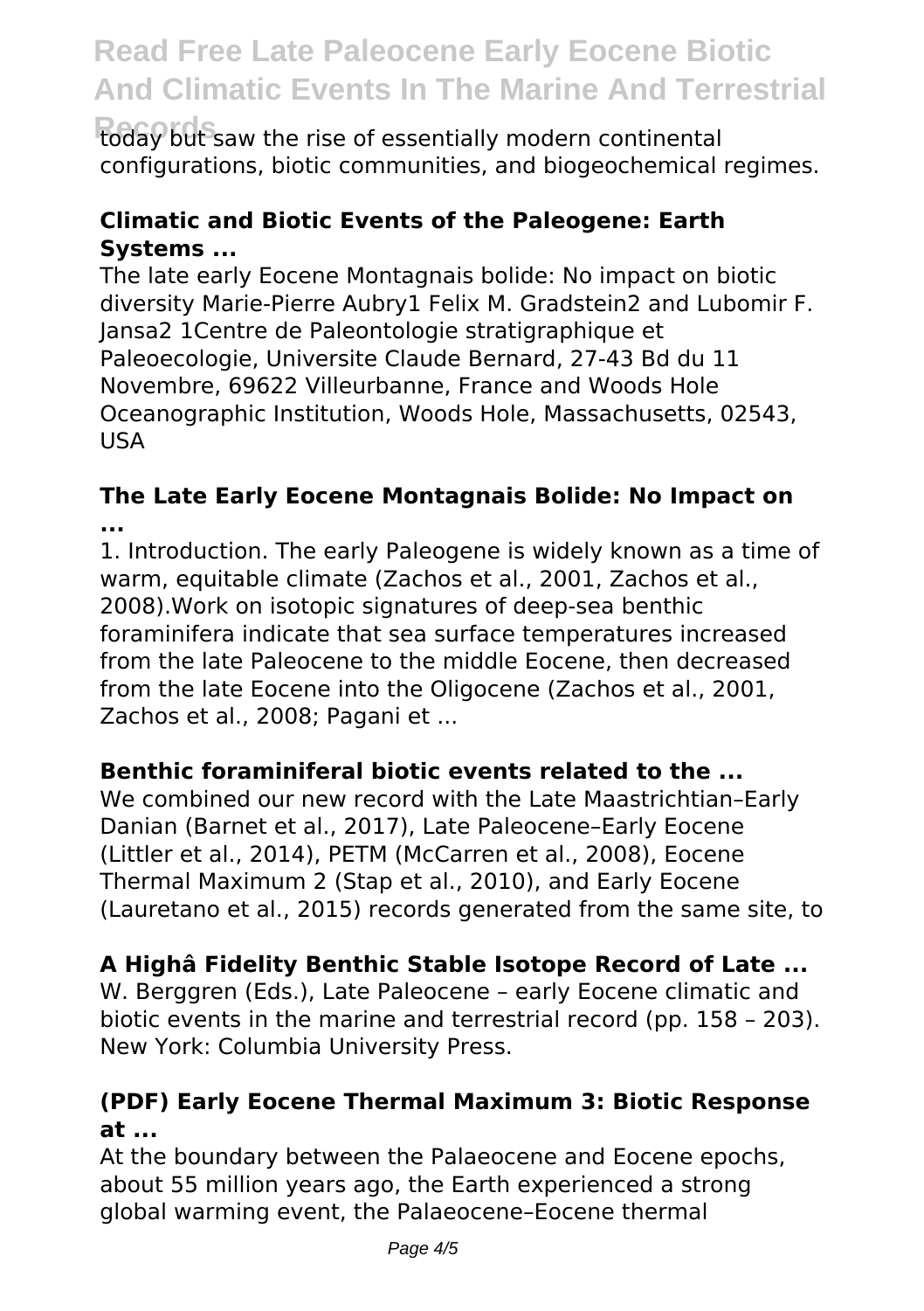today but saw the rise of essentially modern continental configurations, biotic communities, and biogeochemical regimes.

**Climatic and Biotic Events of the Paleogene: Earth Systems ...**

The late early Eocene Montagnais bolide: No impact on biotic diversity Marie-Pierre Aubry1 Felix M. Gradstein2 and Lubomir F. Jansa2 1Centre de Paleontologie stratigraphique et Paleoecologie, Universite Claude Bernard, 27-43 Bd du 11 Novembre, 69622 Villeurbanne, France and Woods Hole Oceanographic Institution, Woods Hole, Massachusetts, 02543, USA

**The Late Early Eocene Montagnais Bolide: No Impact on ...**

1. Introduction. The early Paleogene is widely known as a time of warm, equitable climate (Zachos et al., 2001, Zachos et al., 2008).Work on isotopic signatures of deep-sea benthic foraminifera indicate that sea surface temperatures increased from the late Paleocene to the middle Eocene, then decreased from the late Eocene into the Oligocene (Zachos et al., 2001, Zachos et al., 2008; Pagani et ...

**Benthic foraminiferal biotic events related to the ...**

We combined our new record with the Late Maastrichtian–Early Danian (Barnet et al., 2017), Late Paleocene–Early Eocene (Littler et al., 2014), PETM (McCarren et al., 2008), Eocene Thermal Maximum 2 (Stap et al., 2010), and Early Eocene (Lauretano et al., 2015) records generated from the same site, to

**A Highâ Fidelity Benthic Stable Isotope Record of Late ...**

W. Berggren (Eds.), Late Paleocene – early Eocene climatic and biotic events in the marine and terrestrial record (pp. 158 – 203). New York: Columbia University Press.

**(PDF) Early Eocene Thermal Maximum 3: Biotic Response at ...**

At the boundary between the Palaeocene and Eocene epochs, about 55 million years ago, the Earth experienced a strong global warming event, the Palaeocene–Eocene thermal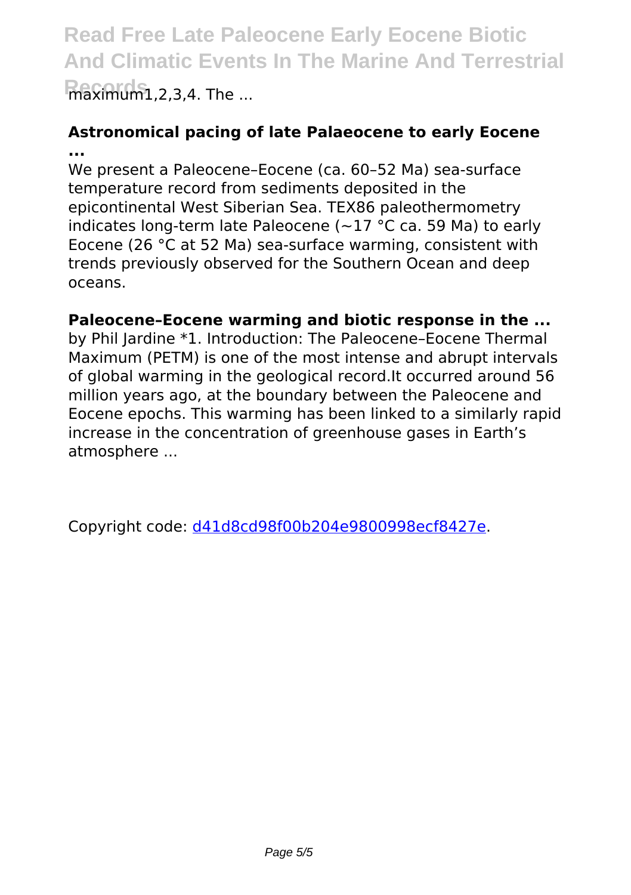maximum1,2,3,4. The ...

**Astronomical pacing of late Palaeocene to early Eocene ...**

We present a Paleocene–Eocene (ca. 60–52 Ma) sea-surface temperature record from sediments deposited in the epicontinental West Siberian Sea. TEX86 paleothermometry indicates long-term late Paleocene (~17 °C ca. 59 Ma) to early Eocene (26 °C at 52 Ma) sea-surface warming, consistent with trends previously observed for the Southern Ocean and deep oceans.

**Paleocene–Eocene warming and biotic response in the ...**

by Phil Jardine *1. Introduction: The Paleocene–Eocene Thermal Maximum (PETM) is one of the most intense and abrupt intervals of global warming in the geological record.It occurred around 56 million years ago, at the boundary between the Paleocene and Eocene epochs. This warming has been linked to a similarly rapid increase in the concentration of greenhouse gases in Earth's atmosphere ...

Copyright code: d41d8cd98f00b204e9800998ecf8427e.